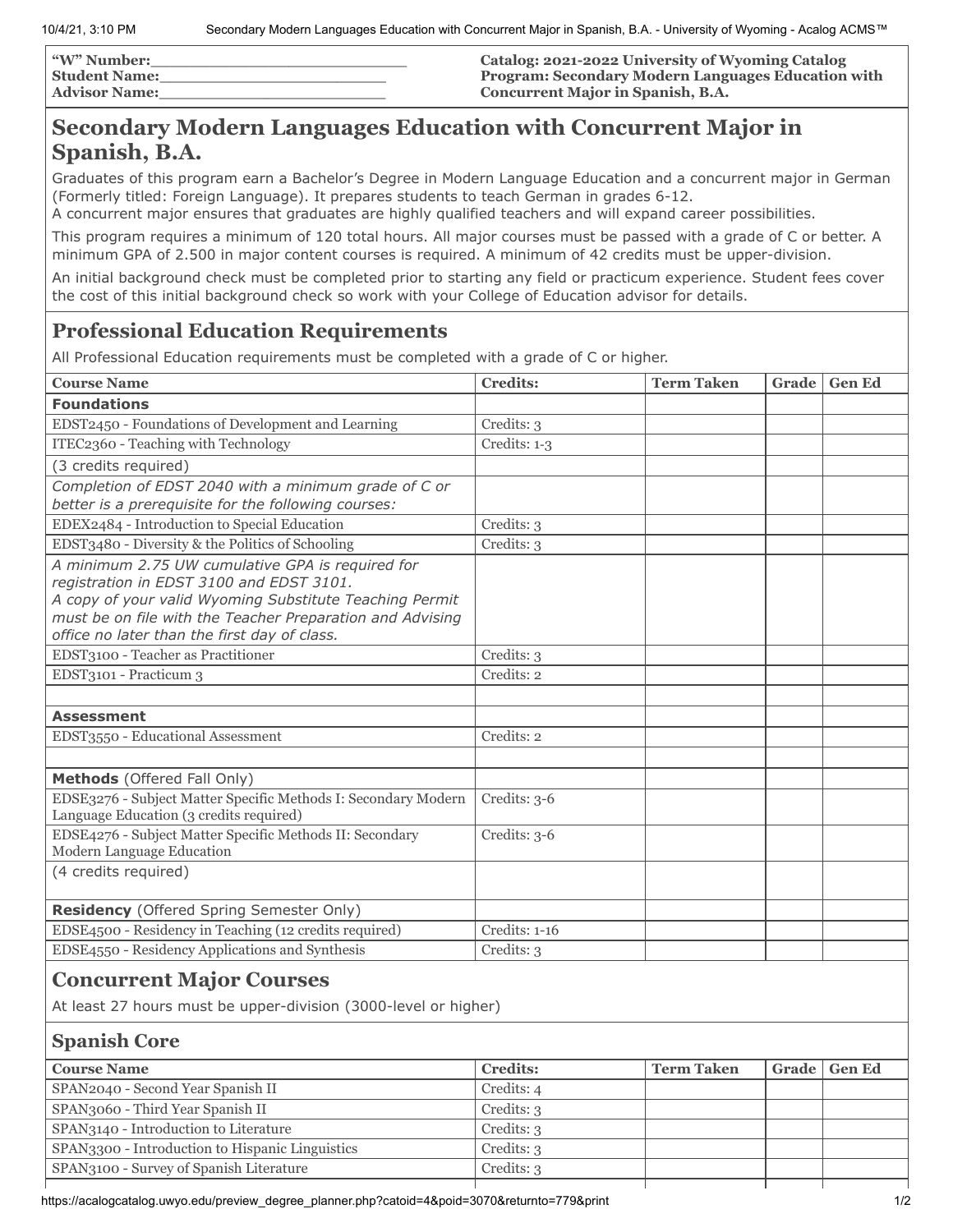| "W" Number:_______________________ | Catalog: 2021-2022 University of Wyoming Catalog |
|---|---|
| Student Name:_____________________ | Program: Secondary Modern Languages Education with Concurrent Major in Spanish, B.A. |
| Advisor Name:_____________________ | |

# Secondary Modern Languages Education with Concurrent Major in Spanish, B.A.

Graduates of this program earn a Bachelor's Degree in Modern Language Education and a concurrent major in German (Formerly titled: Foreign Language). It prepares students to teach German in grades 6-12.
A concurrent major ensures that graduates are highly qualified teachers and will expand career possibilities.

This program requires a minimum of 120 total hours. All major courses must be passed with a grade of C or better. A minimum GPA of 2.500 in major content courses is required. A minimum of 42 credits must be upper-division.

An initial background check must be completed prior to starting any field or practicum experience. Student fees cover the cost of this initial background check so work with your College of Education advisor for details.

## Professional Education Requirements

All Professional Education requirements must be completed with a grade of C or higher.

| Course Name | Credits: | Term Taken | Grade | Gen Ed |
|---|---|---|---|---|
| **Foundations** | | | | |
| EDST2450 - Foundations of Development and Learning | Credits: 3 | | | |
| ITEC2360 - Teaching with Technology | Credits: 1-3 | | | |
| (3 credits required) | | | | |
| *Completion of EDST 2040 with a minimum grade of C or better is a prerequisite for the following courses:* | | | | |
| EDEX2484 - Introduction to Special Education | Credits: 3 | | | |
| EDST3480 - Diversity & the Politics of Schooling | Credits: 3 | | | |
| *A minimum 2.75 UW cumulative GPA is required for registration in EDST 3100 and EDST 3101.* *A copy of your valid Wyoming Substitute Teaching Permit must be on file with the Teacher Preparation and Advising office no later than the first day of class.* | | | | |
| EDST3100 - Teacher as Practitioner | Credits: 3 | | | |
| EDST3101 - Practicum 3 | Credits: 2 | | | |
| | | | | |
| **Assessment** | | | | |
| EDST3550 - Educational Assessment | Credits: 2 | | | |
| | | | | |
| **Methods** (Offered Fall Only) | | | | |
| EDSE3276 - Subject Matter Specific Methods I: Secondary Modern Language Education (3 credits required) | Credits: 3-6 | | | |
| EDSE4276 - Subject Matter Specific Methods II: Secondary Modern Language Education | Credits: 3-6 | | | |
| (4 credits required) | | | | |
| **Residency** (Offered Spring Semester Only) | | | | |
| EDSE4500 - Residency in Teaching (12 credits required) | Credits: 1-16 | | | |
| EDSE4550 - Residency Applications and Synthesis | Credits: 3 | | | |

## Concurrent Major Courses

At least 27 hours must be upper-division (3000-level or higher)

## Spanish Core

| Course Name | Credits: | Term Taken | Grade | Gen Ed |
|---|---|---|---|---|
| SPAN2040 - Second Year Spanish II | Credits: 4 | | | |
| SPAN3060 - Third Year Spanish II | Credits: 3 | | | |
| SPAN3140 - Introduction to Literature | Credits: 3 | | | |
| SPAN3300 - Introduction to Hispanic Linguistics | Credits: 3 | | | |
| SPAN3100 - Survey of Spanish Literature | Credits: 3 | | | |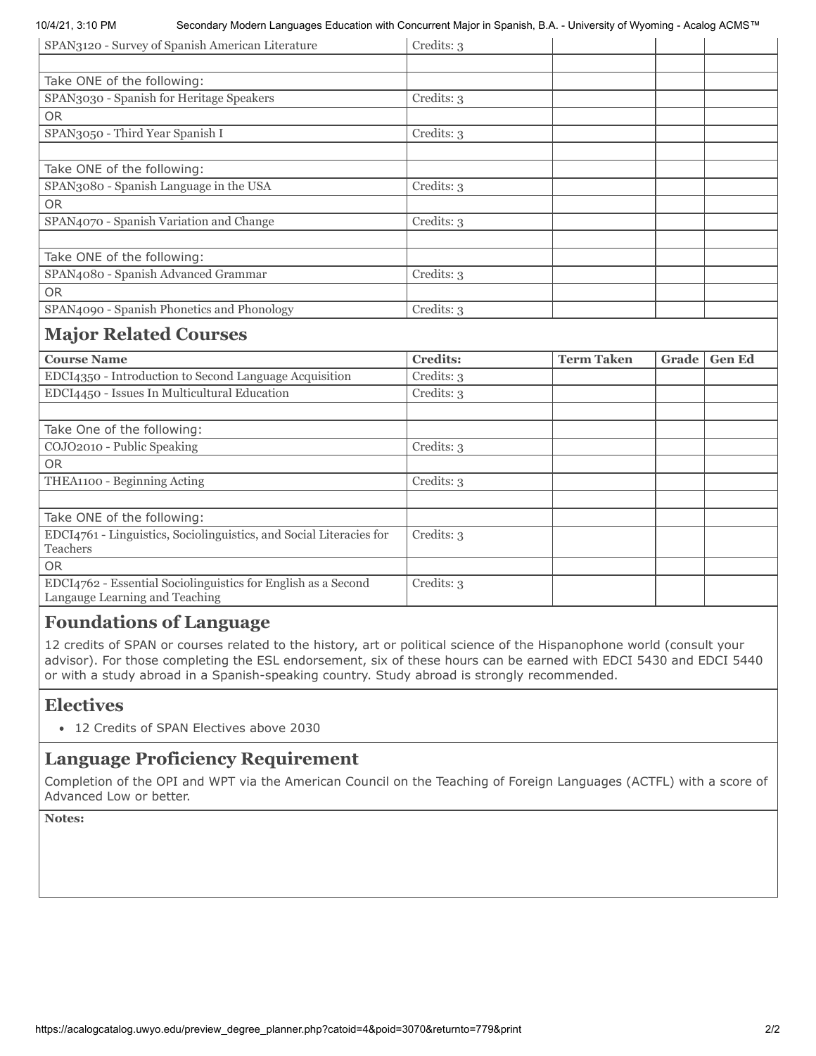| | | | | |
|---|---|---|---|---|
| SPAN3120 - Survey of Spanish American Literature | Credits: 3 | | | |
| | | | | |
| Take ONE of the following: | | | | |
| SPAN3030 - Spanish for Heritage Speakers | Credits: 3 | | | |
| OR | | | | |
| SPAN3050 - Third Year Spanish I | Credits: 3 | | | |
| | | | | |
| Take ONE of the following: | | | | |
| SPAN3080 - Spanish Language in the USA | Credits: 3 | | | |
| OR | | | | |
| SPAN4070 - Spanish Variation and Change | Credits: 3 | | | |
| | | | | |
| Take ONE of the following: | | | | |
| SPAN4080 - Spanish Advanced Grammar | Credits: 3 | | | |
| OR | | | | |
| SPAN4090 - Spanish Phonetics and Phonology | Credits: 3 | | | |

## Major Related Courses

| Course Name | Credits: | Term Taken | Grade | Gen Ed |
|---|---|---|---|---|
| EDCI4350 - Introduction to Second Language Acquisition | Credits: 3 | | | |
| EDCI4450 - Issues In Multicultural Education | Credits: 3 | | | |
| | | | | |
| Take One of the following: | | | | |
| COJO2010 - Public Speaking | Credits: 3 | | | |
| OR | | | | |
| THEA1100 - Beginning Acting | Credits: 3 | | | |
| | | | | |
| Take ONE of the following: | | | | |
| EDCI4761 - Linguistics, Sociolinguistics, and Social Literacies for Teachers | Credits: 3 | | | |
| OR | | | | |
| EDCI4762 - Essential Sociolinguistics for English as a Second Langauge Learning and Teaching | Credits: 3 | | | |

## Foundations of Language

12 credits of SPAN or courses related to the history, art or political science of the Hispanophone world (consult your advisor). For those completing the ESL endorsement, six of these hours can be earned with EDCI 5430 and EDCI 5440 or with a study abroad in a Spanish-speaking country. Study abroad is strongly recommended.

## Electives

- 12 Credits of SPAN Electives above 2030

## Language Proficiency Requirement

Completion of the OPI and WPT via the American Council on the Teaching of Foreign Languages (ACTFL) with a score of Advanced Low or better.

**Notes:**